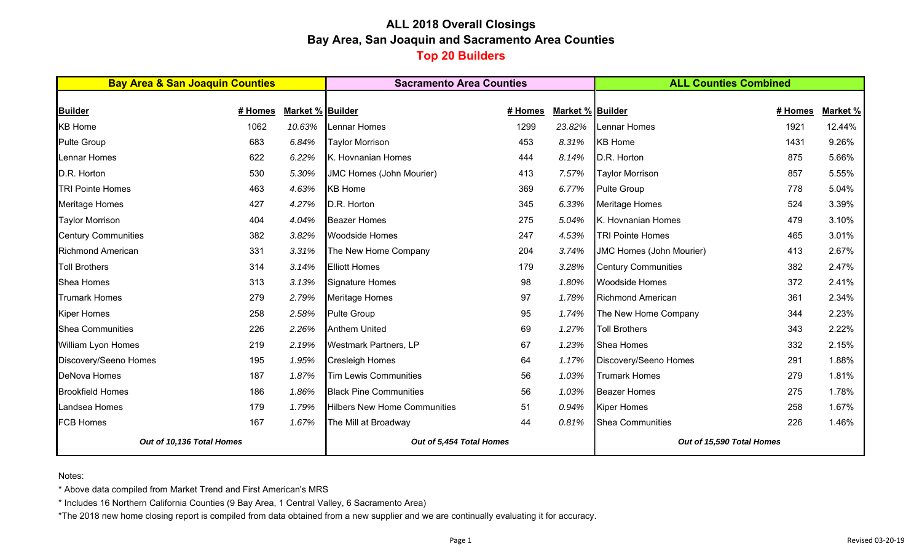# ALL 2018 Overall Closings
## Bay Area, San Joaquin and Sacramento Area Counties
### Top 20 Builders

| Bay Area & San Joaquin Counties | | | Sacramento Area Counties | | | ALL Counties Combined | | |
|---|---|---|---|---|---|---|---|---|
| **Builder** | **# Homes** | **Market %** | **Builder** | **# Homes** | **Market %** | **Builder** | **# Homes** | **Market %** |
| KB Home | 1062 | *10.63%* | Lennar Homes | 1299 | *23.82%* | Lennar Homes | 1921 | 12.44% |
| Pulte Group | 683 | *6.84%* | Taylor Morrison | 453 | *8.31%* | KB Home | 1431 | 9.26% |
| Lennar Homes | 622 | *6.22%* | K. Hovnanian Homes | 444 | *8.14%* | D.R. Horton | 875 | 5.66% |
| D.R. Horton | 530 | *5.30%* | JMC Homes (John Mourier) | 413 | *7.57%* | Taylor Morrison | 857 | 5.55% |
| TRI Pointe Homes | 463 | *4.63%* | KB Home | 369 | *6.77%* | Pulte Group | 778 | 5.04% |
| Meritage Homes | 427 | *4.27%* | D.R. Horton | 345 | *6.33%* | Meritage Homes | 524 | 3.39% |
| Taylor Morrison | 404 | *4.04%* | Beazer Homes | 275 | *5.04%* | K. Hovnanian Homes | 479 | 3.10% |
| Century Communities | 382 | *3.82%* | Woodside Homes | 247 | *4.53%* | TRI Pointe Homes | 465 | 3.01% |
| Richmond American | 331 | *3.31%* | The New Home Company | 204 | *3.74%* | JMC Homes (John Mourier) | 413 | 2.67% |
| Toll Brothers | 314 | *3.14%* | Elliott Homes | 179 | *3.28%* | Century Communities | 382 | 2.47% |
| Shea Homes | 313 | *3.13%* | Signature Homes | 98 | *1.80%* | Woodside Homes | 372 | 2.41% |
| Trumark Homes | 279 | *2.79%* | Meritage Homes | 97 | *1.78%* | Richmond American | 361 | 2.34% |
| Kiper Homes | 258 | *2.58%* | Pulte Group | 95 | *1.74%* | The New Home Company | 344 | 2.23% |
| Shea Communities | 226 | *2.26%* | Anthem United | 69 | *1.27%* | Toll Brothers | 343 | 2.22% |
| William Lyon Homes | 219 | *2.19%* | Westmark Partners, LP | 67 | *1.23%* | Shea Homes | 332 | 2.15% |
| Discovery/Seeno Homes | 195 | *1.95%* | Cresleigh Homes | 64 | *1.17%* | Discovery/Seeno Homes | 291 | 1.88% |
| DeNova Homes | 187 | *1.87%* | Tim Lewis Communities | 56 | *1.03%* | Trumark Homes | 279 | 1.81% |
| Brookfield Homes | 186 | *1.86%* | Black Pine Communities | 56 | *1.03%* | Beazer Homes | 275 | 1.78% |
| Landsea Homes | 179 | *1.79%* | Hilbers New Home Communities | 51 | *0.94%* | Kiper Homes | 258 | 1.67% |
| FCB Homes | 167 | *1.67%* | The Mill at Broadway | 44 | *0.81%* | Shea Communities | 226 | 1.46% |
| ***Out of 10,136 Total Homes*** | | | ***Out of 5,454 Total Homes*** | | | ***Out of 15,590 Total Homes*** | | |

Notes:

* Above data compiled from Market Trend and First American's MRS
* Includes 16 Northern California Counties (9 Bay Area, 1 Central Valley, 6 Sacramento Area)

*The 2018 new home closing report is compiled from data obtained from a new supplier and we are continually evaluating it for accuracy.

Revised 03-20-19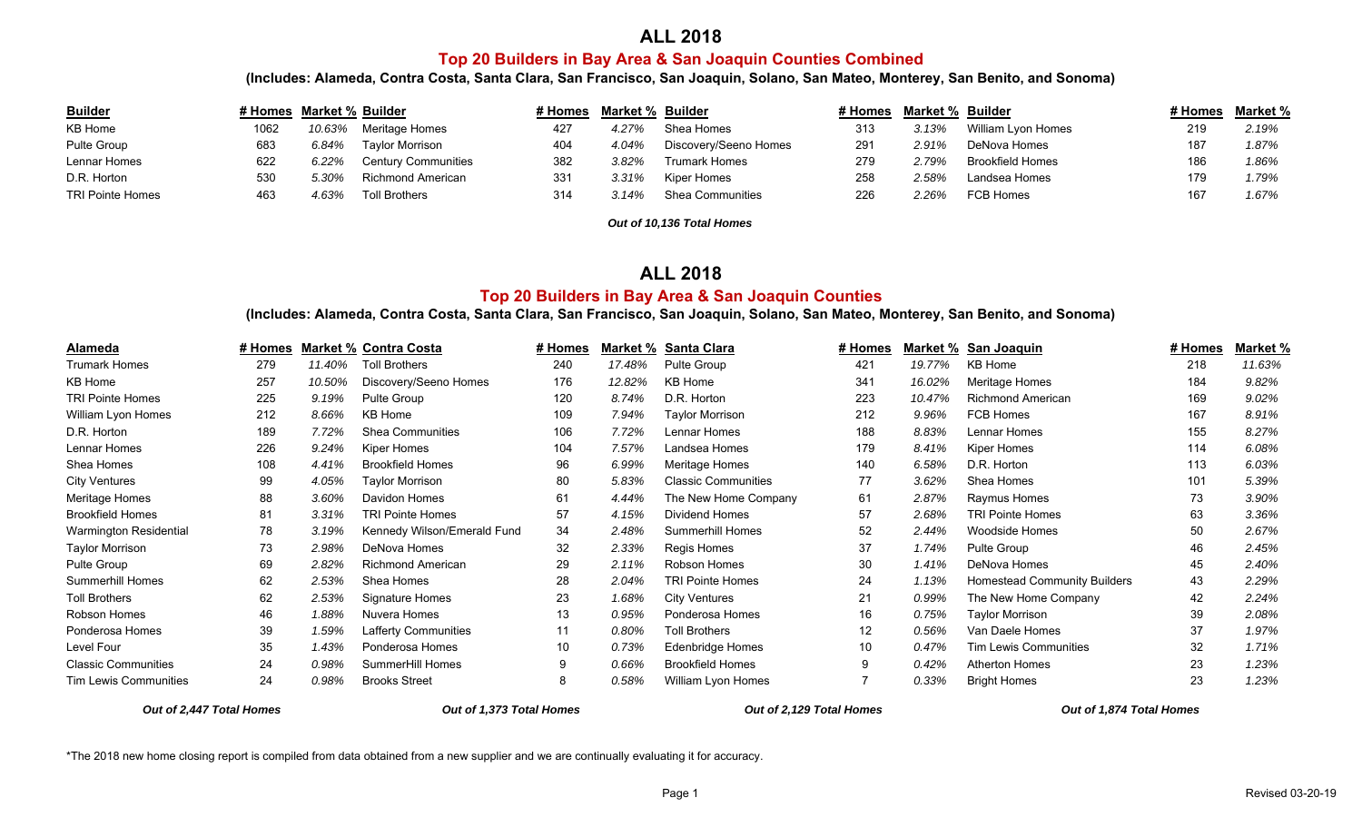# ALL 2018

## Top 20 Builders in Bay Area & San Joaquin Counties Combined

**(Includes: Alameda, Contra Costa, Santa Clara, San Francisco, San Joaquin, Solano, San Mateo, Monterey, San Benito, and Sonoma)**

| Builder | # Homes | Market % | Builder | # Homes | Market % | Builder | # Homes | Market % | Builder | # Homes | Market % |
|---|---|---|---|---|---|---|---|---|---|---|---|
| KB Home | 1062 | *10.63%* | Meritage Homes | 427 | *4.27%* | Shea Homes | 313 | *3.13%* | William Lyon Homes | 219 | *2.19%* |
| Pulte Group | 683 | *6.84%* | Taylor Morrison | 404 | *4.04%* | Discovery/Seeno Homes | 291 | *2.91%* | DeNova Homes | 187 | *1.87%* |
| Lennar Homes | 622 | *6.22%* | Century Communities | 382 | *3.82%* | Trumark Homes | 279 | *2.79%* | Brookfield Homes | 186 | *1.86%* |
| D.R. Horton | 530 | *5.30%* | Richmond American | 331 | *3.31%* | Kiper Homes | 258 | *2.58%* | Landsea Homes | 179 | *1.79%* |
| TRI Pointe Homes | 463 | *4.63%* | Toll Brothers | 314 | *3.14%* | Shea Communities | 226 | *2.26%* | FCB Homes | 167 | *1.67%* |

***Out of 10,136 Total Homes***

# ALL 2018

## Top 20 Builders in Bay Area & San Joaquin Counties

**(Includes: Alameda, Contra Costa, Santa Clara, San Francisco, San Joaquin, Solano, San Mateo, Monterey, San Benito, and Sonoma)**

| Alameda | # Homes | Market % | Contra Costa | # Homes | Market % | Santa Clara | # Homes | Market % | San Joaquin | # Homes | Market % |
|---|---|---|---|---|---|---|---|---|---|---|---|
| Trumark Homes | 279 | *11.40%* | Toll Brothers | 240 | *17.48%* | Pulte Group | 421 | *19.77%* | KB Home | 218 | *11.63%* |
| KB Home | 257 | *10.50%* | Discovery/Seeno Homes | 176 | *12.82%* | KB Home | 341 | *16.02%* | Meritage Homes | 184 | *9.82%* |
| TRI Pointe Homes | 225 | *9.19%* | Pulte Group | 120 | *8.74%* | D.R. Horton | 223 | *10.47%* | Richmond American | 169 | *9.02%* |
| William Lyon Homes | 212 | *8.66%* | KB Home | 109 | *7.94%* | Taylor Morrison | 212 | *9.96%* | FCB Homes | 167 | *8.91%* |
| D.R. Horton | 189 | *7.72%* | Shea Communities | 106 | *7.72%* | Lennar Homes | 188 | *8.83%* | Lennar Homes | 155 | *8.27%* |
| Lennar Homes | 226 | *9.24%* | Kiper Homes | 104 | *7.57%* | Landsea Homes | 179 | *8.41%* | Kiper Homes | 114 | *6.08%* |
| Shea Homes | 108 | *4.41%* | Brookfield Homes | 96 | *6.99%* | Meritage Homes | 140 | *6.58%* | D.R. Horton | 113 | *6.03%* |
| City Ventures | 99 | *4.05%* | Taylor Morrison | 80 | *5.83%* | Classic Communities | 77 | *3.62%* | Shea Homes | 101 | *5.39%* |
| Meritage Homes | 88 | *3.60%* | Davidon Homes | 61 | *4.44%* | The New Home Company | 61 | *2.87%* | Raymus Homes | 73 | *3.90%* |
| Brookfield Homes | 81 | *3.31%* | TRI Pointe Homes | 57 | *4.15%* | Dividend Homes | 57 | *2.68%* | TRI Pointe Homes | 63 | *3.36%* |
| Warmington Residential | 78 | *3.19%* | Kennedy Wilson/Emerald Fund | 34 | *2.48%* | Summerhill Homes | 52 | *2.44%* | Woodside Homes | 50 | *2.67%* |
| Taylor Morrison | 73 | *2.98%* | DeNova Homes | 32 | *2.33%* | Regis Homes | 37 | *1.74%* | Pulte Group | 46 | *2.45%* |
| Pulte Group | 69 | *2.82%* | Richmond American | 29 | *2.11%* | Robson Homes | 30 | *1.41%* | DeNova Homes | 45 | *2.40%* |
| Summerhill Homes | 62 | *2.53%* | Shea Homes | 28 | *2.04%* | TRI Pointe Homes | 24 | *1.13%* | Homestead Community Builders | 43 | *2.29%* |
| Toll Brothers | 62 | *2.53%* | Signature Homes | 23 | *1.68%* | City Ventures | 21 | *0.99%* | The New Home Company | 42 | *2.24%* |
| Robson Homes | 46 | *1.88%* | Nuvera Homes | 13 | *0.95%* | Ponderosa Homes | 16 | *0.75%* | Taylor Morrison | 39 | *2.08%* |
| Ponderosa Homes | 39 | *1.59%* | Lafferty Communities | 11 | *0.80%* | Toll Brothers | 12 | *0.56%* | Van Daele Homes | 37 | *1.97%* |
| Level Four | 35 | *1.43%* | Ponderosa Homes | 10 | *0.73%* | Edenbridge Homes | 10 | *0.47%* | Tim Lewis Communities | 32 | *1.71%* |
| Classic Communities | 24 | *0.98%* | SummerHill Homes | 9 | *0.66%* | Brookfield Homes | 9 | *0.42%* | Atherton Homes | 23 | *1.23%* |
| Tim Lewis Communities | 24 | *0.98%* | Brooks Street | 8 | *0.58%* | William Lyon Homes | 7 | *0.33%* | Bright Homes | 23 | *1.23%* |
| ***Out of 2,447 Total Homes*** | | | ***Out of 1,373 Total Homes*** | | | ***Out of 2,129 Total Homes*** | | | ***Out of 1,874 Total Homes*** | | |

*The 2018 new home closing report is compiled from data obtained from a new supplier and we are continually evaluating it for accuracy.

Revised 03-20-19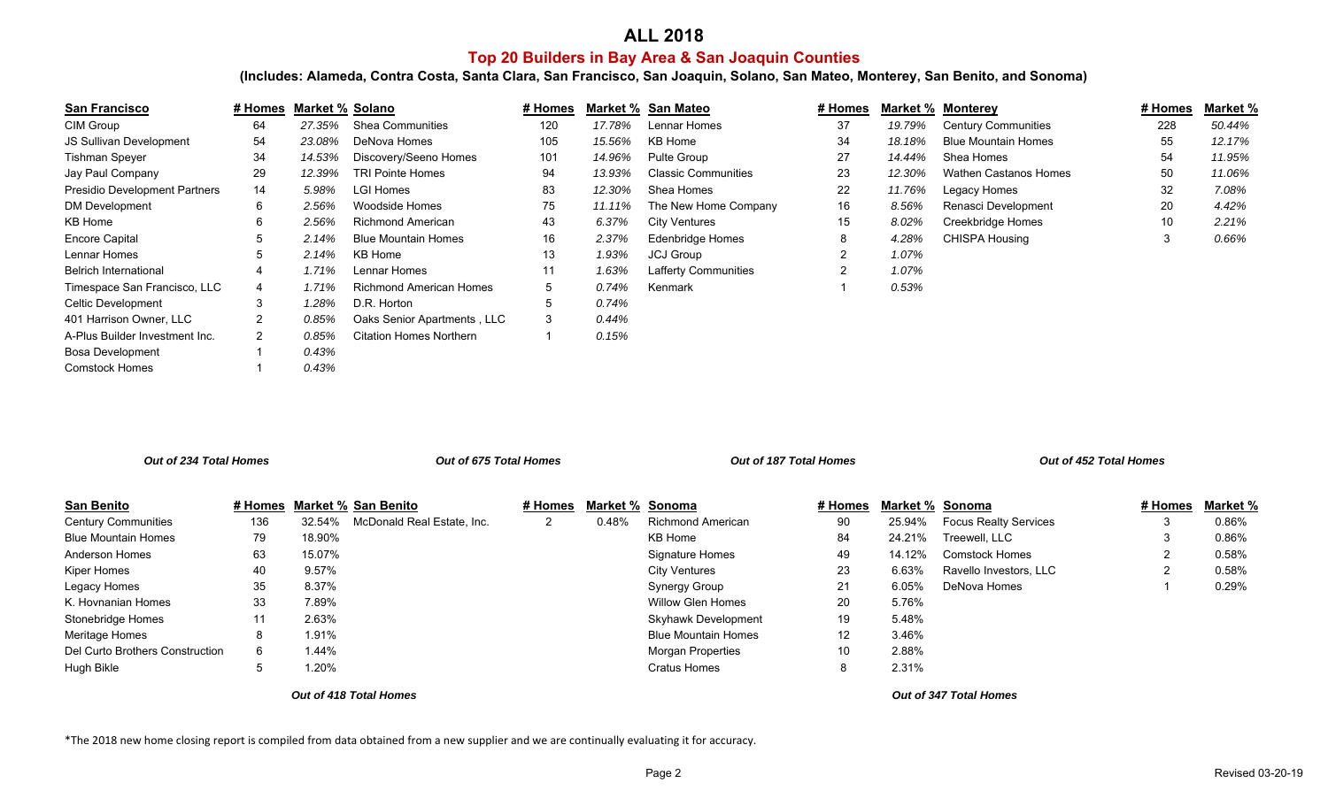# ALL 2018

## Top 20 Builders in Bay Area & San Joaquin Counties

### (Includes: Alameda, Contra Costa, Santa Clara, San Francisco, San Joaquin, Solano, San Mateo, Monterey, San Benito, and Sonoma)

| San Francisco | # Homes | Market % |
|---|---|---|
| CIM Group | 64 | 27.35% |
| JS Sullivan Development | 54 | 23.08% |
| Tishman Speyer | 34 | 14.53% |
| Jay Paul Company | 29 | 12.39% |
| Presidio Development Partners | 14 | 5.98% |
| DM Development | 6 | 2.56% |
| KB Home | 6 | 2.56% |
| Encore Capital | 5 | 2.14% |
| Lennar Homes | 5 | 2.14% |
| Belrich International | 4 | 1.71% |
| Timespace San Francisco, LLC | 4 | 1.71% |
| Celtic Development | 3 | 1.28% |
| 401 Harrison Owner, LLC | 2 | 0.85% |
| A-Plus Builder Investment Inc. | 2 | 0.85% |
| Bosa Development | 1 | 0.43% |
| Comstock Homes | 1 | 0.43% |

*Out of 234 Total Homes*

| Solano | # Homes | Market % |
|---|---|---|
| Shea Communities | 120 | 17.78% |
| DeNova Homes | 105 | 15.56% |
| Discovery/Seeno Homes | 101 | 14.96% |
| TRI Pointe Homes | 94 | 13.93% |
| LGI Homes | 83 | 12.30% |
| Woodside Homes | 75 | 11.11% |
| Richmond American | 43 | 6.37% |
| Blue Mountain Homes | 16 | 2.37% |
| KB Home | 13 | 1.93% |
| Lennar Homes | 11 | 1.63% |
| Richmond American Homes | 5 | 0.74% |
| D.R. Horton | 5 | 0.74% |
| Oaks Senior Apartments , LLC | 3 | 0.44% |
| Citation Homes Northern | 1 | 0.15% |

*Out of 675 Total Homes*

| San Mateo | # Homes | Market % |
|---|---|---|
| Lennar Homes | 37 | 19.79% |
| KB Home | 34 | 18.18% |
| Pulte Group | 27 | 14.44% |
| Classic Communities | 23 | 12.30% |
| Shea Homes | 22 | 11.76% |
| The New Home Company | 16 | 8.56% |
| City Ventures | 15 | 8.02% |
| Edenbridge Homes | 8 | 4.28% |
| JCJ Group | 2 | 1.07% |
| Lafferty Communities | 2 | 1.07% |
| Kenmark | 1 | 0.53% |

*Out of 187 Total Homes*

| Monterey | # Homes | Market % |
|---|---|---|
| Century Communities | 228 | 50.44% |
| Blue Mountain Homes | 55 | 12.17% |
| Shea Homes | 54 | 11.95% |
| Wathen Castanos Homes | 50 | 11.06% |
| Legacy Homes | 32 | 7.08% |
| Renasci Development | 20 | 4.42% |
| Creekbridge Homes | 10 | 2.21% |
| CHISPA Housing | 3 | 0.66% |

*Out of 452 Total Homes*

| San Benito | # Homes | Market % |
|---|---|---|
| Century Communities | 136 | 32.54% |
| Blue Mountain Homes | 79 | 18.90% |
| Anderson Homes | 63 | 15.07% |
| Kiper Homes | 40 | 9.57% |
| Legacy Homes | 35 | 8.37% |
| K. Hovnanian Homes | 33 | 7.89% |
| Stonebridge Homes | 11 | 2.63% |
| Meritage Homes | 8 | 1.91% |
| Del Curto Brothers Construction | 6 | 1.44% |
| Hugh Bikle | 5 | 1.20% |
| McDonald Real Estate, Inc. | 2 | 0.48% |

*Out of 418 Total Homes*

| Sonoma | # Homes | Market % |
|---|---|---|
| Richmond American | 90 | 25.94% |
| KB Home | 84 | 24.21% |
| Signature Homes | 49 | 14.12% |
| City Ventures | 23 | 6.63% |
| Synergy Group | 21 | 6.05% |
| Willow Glen Homes | 20 | 5.76% |
| Skyhawk Development | 19 | 5.48% |
| Blue Mountain Homes | 12 | 3.46% |
| Morgan Properties | 10 | 2.88% |
| Cratus Homes | 8 | 2.31% |
| Focus Realty Services | 3 | 0.86% |
| Treewell, LLC | 3 | 0.86% |
| Comstock Homes | 2 | 0.58% |
| Ravello Investors, LLC | 2 | 0.58% |
| DeNova Homes | 1 | 0.29% |

*Out of 347 Total Homes*

*The 2018 new home closing report is compiled from data obtained from a new supplier and we are continually evaluating it for accuracy.

Revised 03-20-19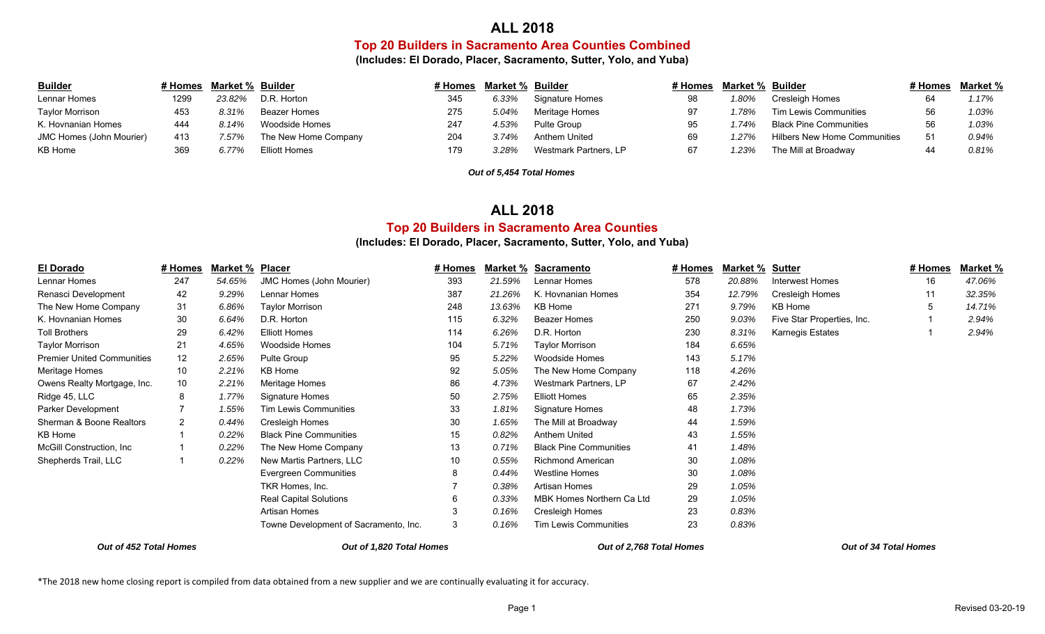# ALL 2018

## Top 20 Builders in Sacramento Area Counties Combined

**(Includes: El Dorado, Placer, Sacramento, Sutter, Yolo, and Yuba)**

| Builder | # Homes | Market % | Builder | # Homes | Market % | Builder | # Homes | Market % | Builder | # Homes | Market % |
|---|---|---|---|---|---|---|---|---|---|---|---|
| Lennar Homes | 1299 | *23.82%* | D.R. Horton | 345 | *6.33%* | Signature Homes | 98 | *1.80%* | Cresleigh Homes | 64 | *1.17%* |
| Taylor Morrison | 453 | *8.31%* | Beazer Homes | 275 | *5.04%* | Meritage Homes | 97 | *1.78%* | Tim Lewis Communities | 56 | *1.03%* |
| K. Hovnanian Homes | 444 | *8.14%* | Woodside Homes | 247 | *4.53%* | Pulte Group | 95 | *1.74%* | Black Pine Communities | 56 | *1.03%* |
| JMC Homes (John Mourier) | 413 | *7.57%* | The New Home Company | 204 | *3.74%* | Anthem United | 69 | *1.27%* | Hilbers New Home Communities | 51 | *0.94%* |
| KB Home | 369 | *6.77%* | Elliott Homes | 179 | *3.28%* | Westmark Partners, LP | 67 | *1.23%* | The Mill at Broadway | 44 | *0.81%* |

***Out of 5,454 Total Homes***

# ALL 2018

## Top 20 Builders in Sacramento Area Counties

**(Includes: El Dorado, Placer, Sacramento, Sutter, Yolo, and Yuba)**

| El Dorado | # Homes | Market % | Placer | # Homes | Market % | Sacramento | # Homes | Market % | Sutter | # Homes | Market % |
|---|---|---|---|---|---|---|---|---|---|---|---|
| Lennar Homes | 247 | *54.65%* | JMC Homes (John Mourier) | 393 | *21.59%* | Lennar Homes | 578 | *20.88%* | Interwest Homes | 16 | *47.06%* |
| Renasci Development | 42 | *9.29%* | Lennar Homes | 387 | *21.26%* | K. Hovnanian Homes | 354 | *12.79%* | Cresleigh Homes | 11 | *32.35%* |
| The New Home Company | 31 | *6.86%* | Taylor Morrison | 248 | *13.63%* | KB Home | 271 | *9.79%* | KB Home | 5 | *14.71%* |
| K. Hovnanian Homes | 30 | *6.64%* | D.R. Horton | 115 | *6.32%* | Beazer Homes | 250 | *9.03%* | Five Star Properties, Inc. | 1 | *2.94%* |
| Toll Brothers | 29 | *6.42%* | Elliott Homes | 114 | *6.26%* | D.R. Horton | 230 | *8.31%* | Karnegis Estates | 1 | *2.94%* |
| Taylor Morrison | 21 | *4.65%* | Woodside Homes | 104 | *5.71%* | Taylor Morrison | 184 | *6.65%* | | | |
| Premier United Communities | 12 | *2.65%* | Pulte Group | 95 | *5.22%* | Woodside Homes | 143 | *5.17%* | | | |
| Meritage Homes | 10 | *2.21%* | KB Home | 92 | *5.05%* | The New Home Company | 118 | *4.26%* | | | |
| Owens Realty Mortgage, Inc. | 10 | *2.21%* | Meritage Homes | 86 | *4.73%* | Westmark Partners, LP | 67 | *2.42%* | | | |
| Ridge 45, LLC | 8 | *1.77%* | Signature Homes | 50 | *2.75%* | Elliott Homes | 65 | *2.35%* | | | |
| Parker Development | 7 | *1.55%* | Tim Lewis Communities | 33 | *1.81%* | Signature Homes | 48 | *1.73%* | | | |
| Sherman & Boone Realtors | 2 | *0.44%* | Cresleigh Homes | 30 | *1.65%* | The Mill at Broadway | 44 | *1.59%* | | | |
| KB Home | 1 | *0.22%* | Black Pine Communities | 15 | *0.82%* | Anthem United | 43 | *1.55%* | | | |
| McGill Construction, Inc | 1 | *0.22%* | The New Home Company | 13 | *0.71%* | Black Pine Communities | 41 | *1.48%* | | | |
| Shepherds Trail, LLC | 1 | *0.22%* | New Martis Partners, LLC | 10 | *0.55%* | Richmond American | 30 | *1.08%* | | | |
| | | | Evergreen Communities | 8 | *0.44%* | Westline Homes | 30 | *1.08%* | | | |
| | | | TKR Homes, Inc. | 7 | *0.38%* | Artisan Homes | 29 | *1.05%* | | | |
| | | | Real Capital Solutions | 6 | *0.33%* | MBK Homes Northern Ca Ltd | 29 | *1.05%* | | | |
| | | | Artisan Homes | 3 | *0.16%* | Cresleigh Homes | 23 | *0.83%* | | | |
| | | | Towne Development of Sacramento, Inc. | 3 | *0.16%* | Tim Lewis Communities | 23 | *0.83%* | | | |
| ***Out of 452 Total Homes*** | | | ***Out of 1,820 Total Homes*** | | | ***Out of 2,768 Total Homes*** | | | ***Out of 34 Total Homes*** | | |

*The 2018 new home closing report is compiled from data obtained from a new supplier and we are continually evaluating it for accuracy.

Revised 03-20-19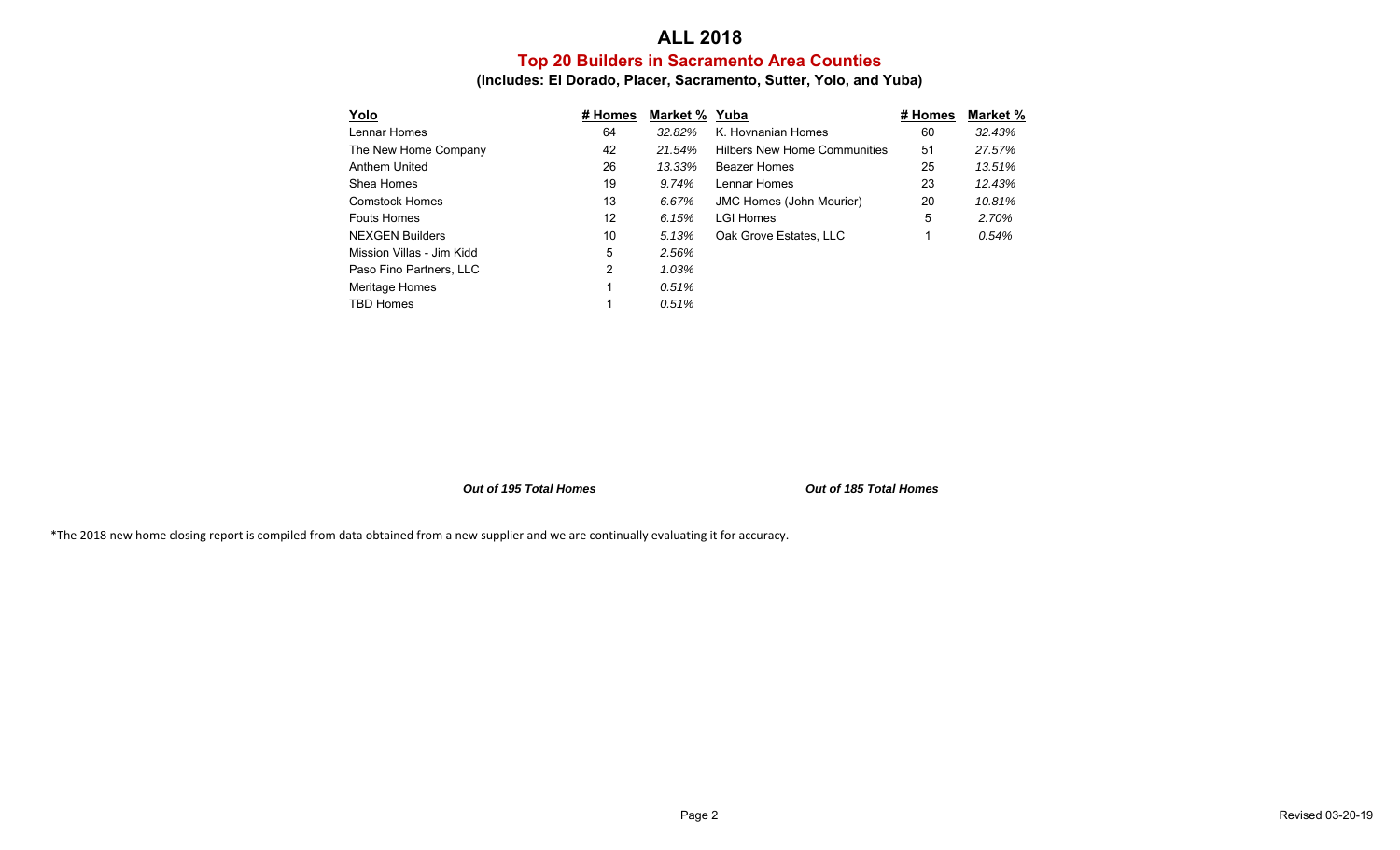# ALL 2018

## Top 20 Builders in Sacramento Area Counties

### (Includes: El Dorado, Placer, Sacramento, Sutter, Yolo, and Yuba)

| Yolo | # Homes | Market % |
|---|---|---|
| Lennar Homes | 64 | *32.82%* |
| The New Home Company | 42 | *21.54%* |
| Anthem United | 26 | *13.33%* |
| Shea Homes | 19 | *9.74%* |
| Comstock Homes | 13 | *6.67%* |
| Fouts Homes | 12 | *6.15%* |
| NEXGEN Builders | 10 | *5.13%* |
| Mission Villas - Jim Kidd | 5 | *2.56%* |
| Paso Fino Partners, LLC | 2 | *1.03%* |
| Meritage Homes | 1 | *0.51%* |
| TBD Homes | 1 | *0.51%* |

***Out of 195 Total Homes***

| Yuba | # Homes | Market % |
|---|---|---|
| K. Hovnanian Homes | 60 | *32.43%* |
| Hilbers New Home Communities | 51 | *27.57%* |
| Beazer Homes | 25 | *13.51%* |
| Lennar Homes | 23 | *12.43%* |
| JMC Homes (John Mourier) | 20 | *10.81%* |
| LGI Homes | 5 | *2.70%* |
| Oak Grove Estates, LLC | 1 | *0.54%* |

***Out of 185 Total Homes***

*The 2018 new home closing report is compiled from data obtained from a new supplier and we are continually evaluating it for accuracy.

Revised 03-20-19